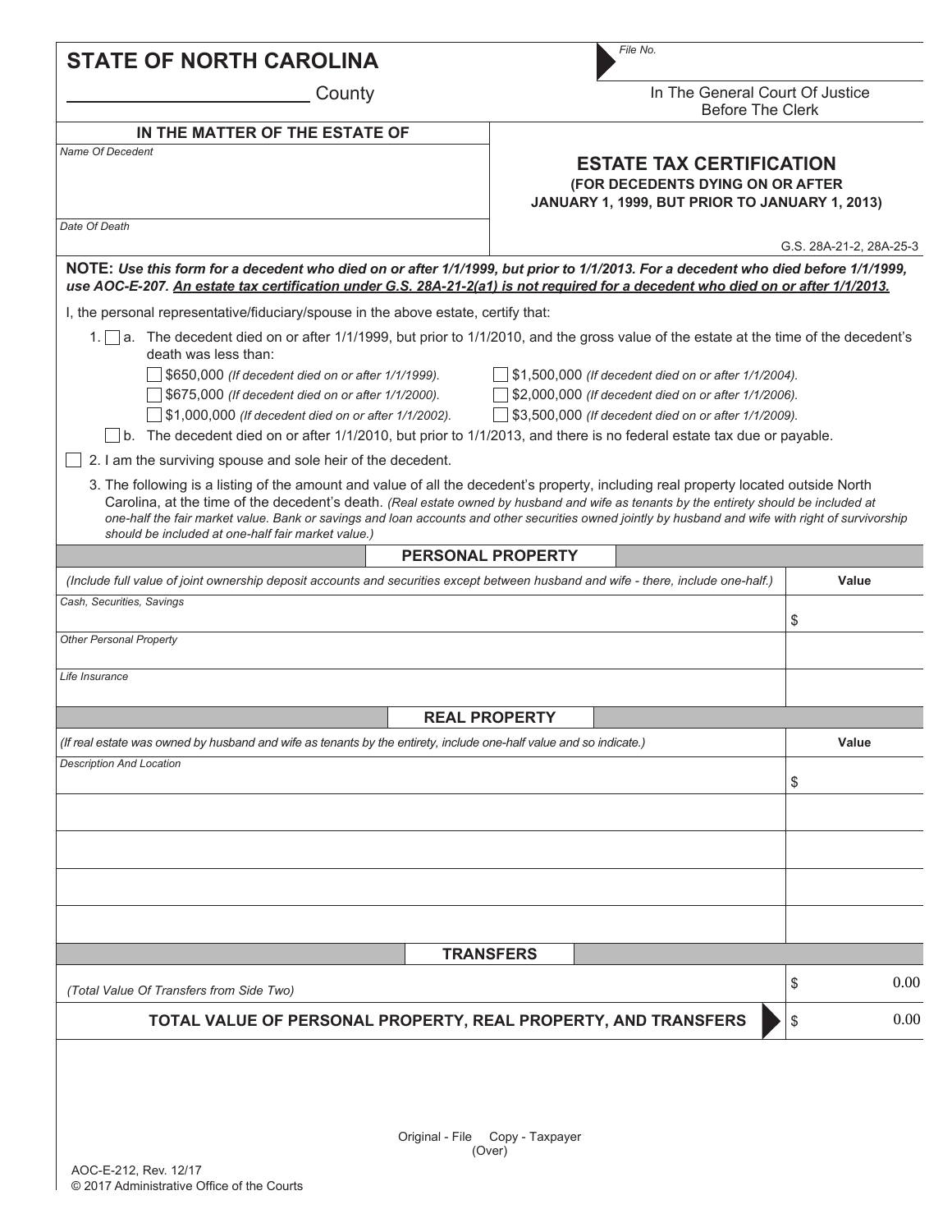# STATE OF NORTH CAROLINA

_________________________ County

File No.

In The General Court Of Justice
Before The Clerk

| IN THE MATTER OF THE ESTATE OF | |
|---|---|
| Name Of Decedent | **ESTATE TAX CERTIFICATION**<br>**(FOR DECEDENTS DYING ON OR AFTER JANUARY 1, 1999, BUT PRIOR TO JANUARY 1, 2013)** |
| Date Of Death | G.S. 28A-21-2, 28A-25-3 |

**NOTE:** ***Use this form for a decedent who died on or after 1/1/1999, but prior to 1/1/2013. For a decedent who died before 1/1/1999, use AOC-E-207. An estate tax certification under G.S. 28A-21-2(a1) is not required for a decedent who died on or after 1/1/2013.***

I, the personal representative/fiduciary/spouse in the above estate, certify that:

1. ☐ a. The decedent died on or after 1/1/1999, but prior to 1/1/2010, and the gross value of the estate at the time of the decedent's death was less than:
   - ☐ $650,000 *(If decedent died on or after 1/1/1999).*
   - ☐ $675,000 *(If decedent died on or after 1/1/2000).*
   - ☐ $1,000,000 *(If decedent died on or after 1/1/2002).*
   - ☐ $1,500,000 *(If decedent died on or after 1/1/2004).*
   - ☐ $2,000,000 *(If decedent died on or after 1/1/2006).*
   - ☐ $3,500,000 *(If decedent died on or after 1/1/2009).*

   ☐ b. The decedent died on or after 1/1/2010, but prior to 1/1/2013, and there is no federal estate tax due or payable.

☐ 2. I am the surviving spouse and sole heir of the decedent.

3. The following is a listing of the amount and value of all the decedent's property, including real property located outside North Carolina, at the time of the decedent's death. *(Real estate owned by husband and wife as tenants by the entirety should be included at one-half the fair market value. Bank or savings and loan accounts and other securities owned jointly by husband and wife with right of survivorship should be included at one-half fair market value.)*

## PERSONAL PROPERTY

| *(Include full value of joint ownership deposit accounts and securities except between husband and wife - there, include one-half.)* | Value |
|---|---|
| Cash, Securities, Savings | $ |
| Other Personal Property | |
| Life Insurance | |

## REAL PROPERTY

| *(If real estate was owned by husband and wife as tenants by the entirety, include one-half value and so indicate.)* | Value |
|---|---|
| Description And Location | $ |
| | |
| | |
| | |
| | |

## TRANSFERS

| | |
|---|---|
| *(Total Value Of Transfers from Side Two)* | $ 0.00 |
| **TOTAL VALUE OF PERSONAL PROPERTY, REAL PROPERTY, AND TRANSFERS** | $ 0.00 |

Original - File Copy - Taxpayer
(Over)

AOC-E-212, Rev. 12/17
© 2017 Administrative Office of the Courts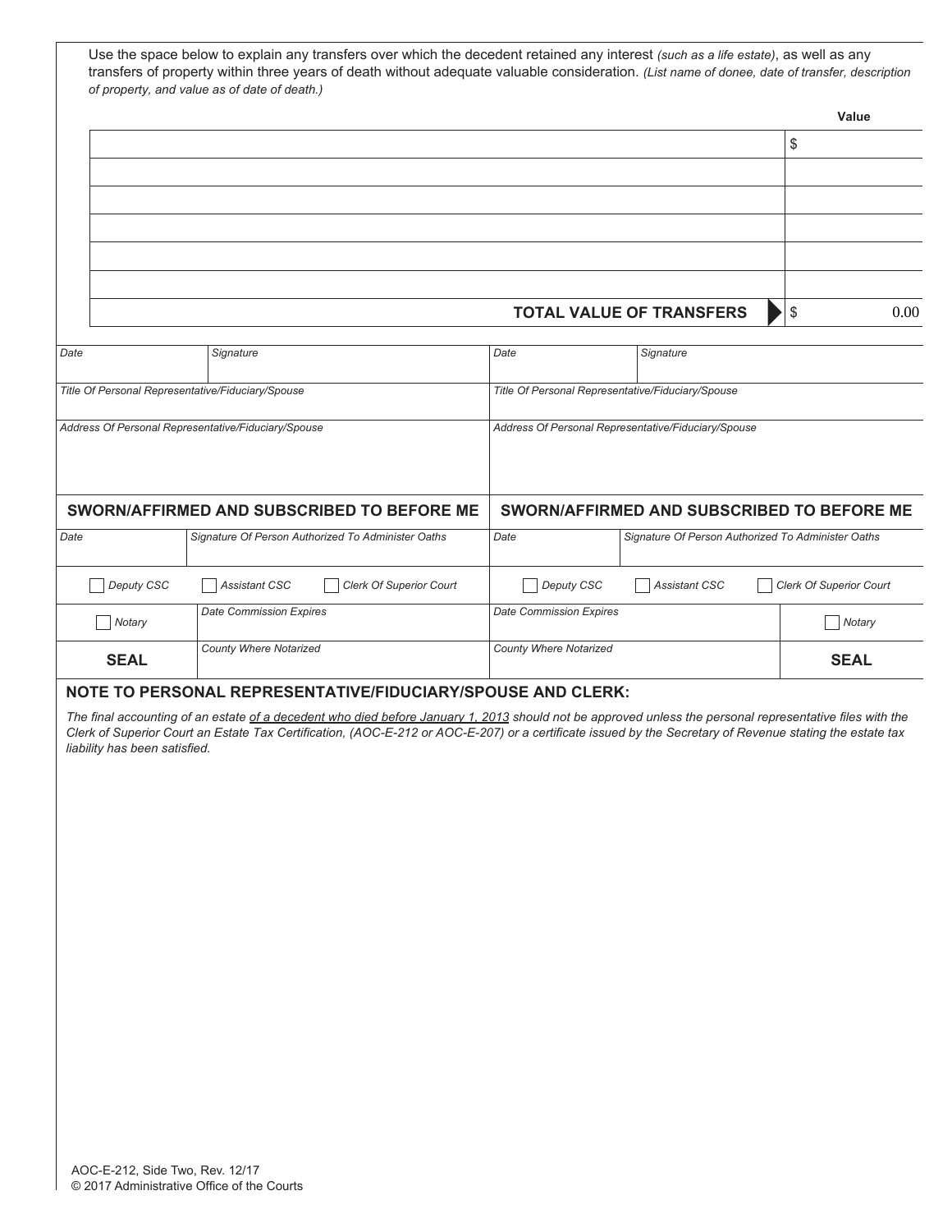Use the space below to explain any transfers over which the decedent retained any interest *(such as a life estate)*, as well as any transfers of property within three years of death without adequate valuable consideration. *(List name of donee, date of transfer, description of property, and value as of date of death.)*

| | Value |
|---|---|
| | $ |
| | |
| | |
| | |
| | |
| | |
| **TOTAL VALUE OF TRANSFERS** | $ 0.00 |

| Date | Signature | Date | Signature |
|---|---|---|---|
| | | | |

| | |
|---|---|
| *Title Of Personal Representative/Fiduciary/Spouse* | *Title Of Personal Representative/Fiduciary/Spouse* |
| *Address Of Personal Representative/Fiduciary/Spouse* | *Address Of Personal Representative/Fiduciary/Spouse* |

| **SWORN/AFFIRMED AND SUBSCRIBED TO BEFORE ME** | | | **SWORN/AFFIRMED AND SUBSCRIBED TO BEFORE ME** | | |
|---|---|---|---|---|---|
| *Date* | *Signature Of Person Authorized To Administer Oaths* | | *Date* | *Signature Of Person Authorized To Administer Oaths* | |
| ☐ *Deputy CSC* | ☐ *Assistant CSC* | ☐ *Clerk Of Superior Court* | ☐ *Deputy CSC* | ☐ *Assistant CSC* | ☐ *Clerk Of Superior Court* |
| ☐ *Notary* | *Date Commission Expires* | | *Date Commission Expires* | | ☐ *Notary* |
| **SEAL** | *County Where Notarized* | | *County Where Notarized* | | **SEAL** |

**NOTE TO PERSONAL REPRESENTATIVE/FIDUCIARY/SPOUSE AND CLERK:**

*The final accounting of an estate of a decedent who died before January 1, 2013 should not be approved unless the personal representative files with the Clerk of Superior Court an Estate Tax Certification, (AOC-E-212 or AOC-E-207) or a certificate issued by the Secretary of Revenue stating the estate tax liability has been satisfied.*

AOC-E-212, Side Two, Rev. 12/17
© 2017 Administrative Office of the Courts